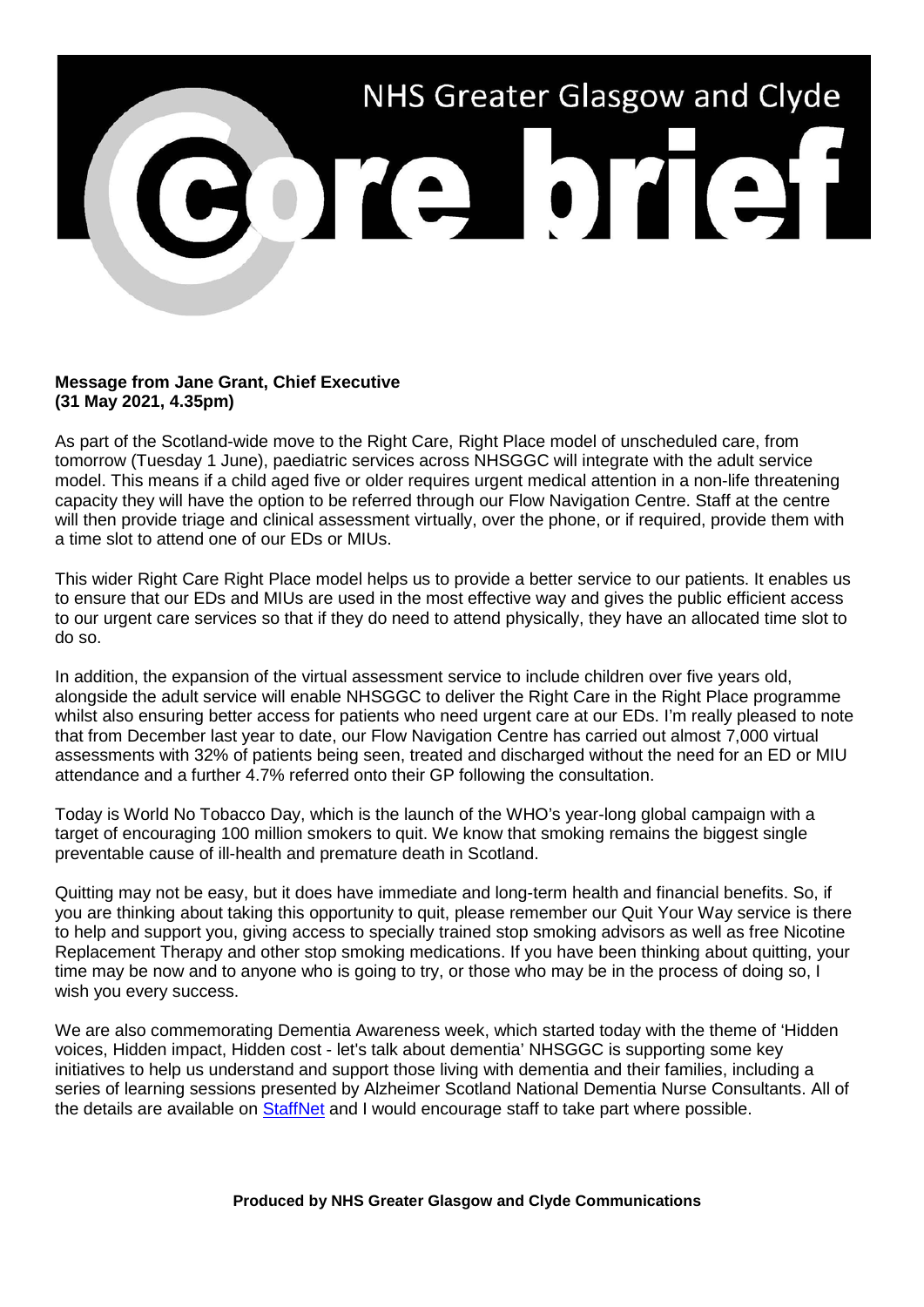# NHS Greater Glasgow and Clyde

# core brief

**Message from Jane Grant, Chief Executive**
**(31 May 2021, 4.35pm)**

As part of the Scotland-wide move to the Right Care, Right Place model of unscheduled care, from tomorrow (Tuesday 1 June), paediatric services across NHSGGC will integrate with the adult service model. This means if a child aged five or older requires urgent medical attention in a non-life threatening capacity they will have the option to be referred through our Flow Navigation Centre. Staff at the centre will then provide triage and clinical assessment virtually, over the phone, or if required, provide them with a time slot to attend one of our EDs or MIUs.

This wider Right Care Right Place model helps us to provide a better service to our patients. It enables us to ensure that our EDs and MIUs are used in the most effective way and gives the public efficient access to our urgent care services so that if they do need to attend physically, they have an allocated time slot to do so.

In addition, the expansion of the virtual assessment service to include children over five years old, alongside the adult service will enable NHSGGC to deliver the Right Care in the Right Place programme whilst also ensuring better access for patients who need urgent care at our EDs. I'm really pleased to note that from December last year to date, our Flow Navigation Centre has carried out almost 7,000 virtual assessments with 32% of patients being seen, treated and discharged without the need for an ED or MIU attendance and a further 4.7% referred onto their GP following the consultation.

Today is World No Tobacco Day, which is the launch of the WHO's year-long global campaign with a target of encouraging 100 million smokers to quit. We know that smoking remains the biggest single preventable cause of ill-health and premature death in Scotland.

Quitting may not be easy, but it does have immediate and long-term health and financial benefits. So, if you are thinking about taking this opportunity to quit, please remember our Quit Your Way service is there to help and support you, giving access to specially trained stop smoking advisors as well as free Nicotine Replacement Therapy and other stop smoking medications. If you have been thinking about quitting, your time may be now and to anyone who is going to try, or those who may be in the process of doing so, I wish you every success.

We are also commemorating Dementia Awareness week, which started today with the theme of 'Hidden voices, Hidden impact, Hidden cost - let's talk about dementia' NHSGGC is supporting some key initiatives to help us understand and support those living with dementia and their families, including a series of learning sessions presented by Alzheimer Scotland National Dementia Nurse Consultants. All of the details are available on StaffNet and I would encourage staff to take part where possible.

**Produced by NHS Greater Glasgow and Clyde Communications**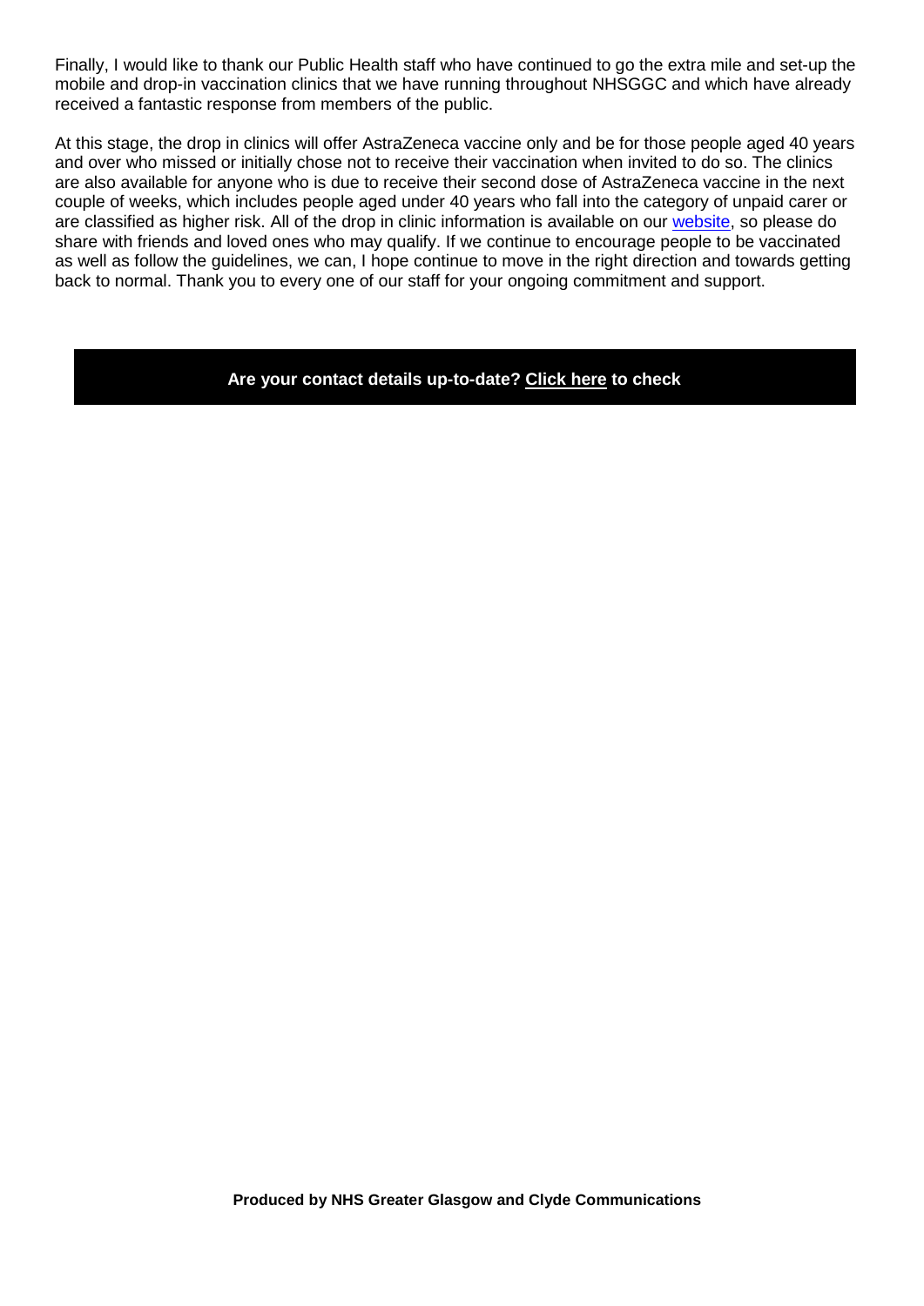Finally, I would like to thank our Public Health staff who have continued to go the extra mile and set-up the mobile and drop-in vaccination clinics that we have running throughout NHSGGC and which have already received a fantastic response from members of the public.

At this stage, the drop in clinics will offer AstraZeneca vaccine only and be for those people aged 40 years and over who missed or initially chose not to receive their vaccination when invited to do so. The clinics are also available for anyone who is due to receive their second dose of AstraZeneca vaccine in the next couple of weeks, which includes people aged under 40 years who fall into the category of unpaid carer or are classified as higher risk. All of the drop in clinic information is available on our website, so please do share with friends and loved ones who may qualify. If we continue to encourage people to be vaccinated as well as follow the guidelines, we can, I hope continue to move in the right direction and towards getting back to normal. Thank you to every one of our staff for your ongoing commitment and support.

**Are your contact details up-to-date? Click here to check**

**Produced by NHS Greater Glasgow and Clyde Communications**